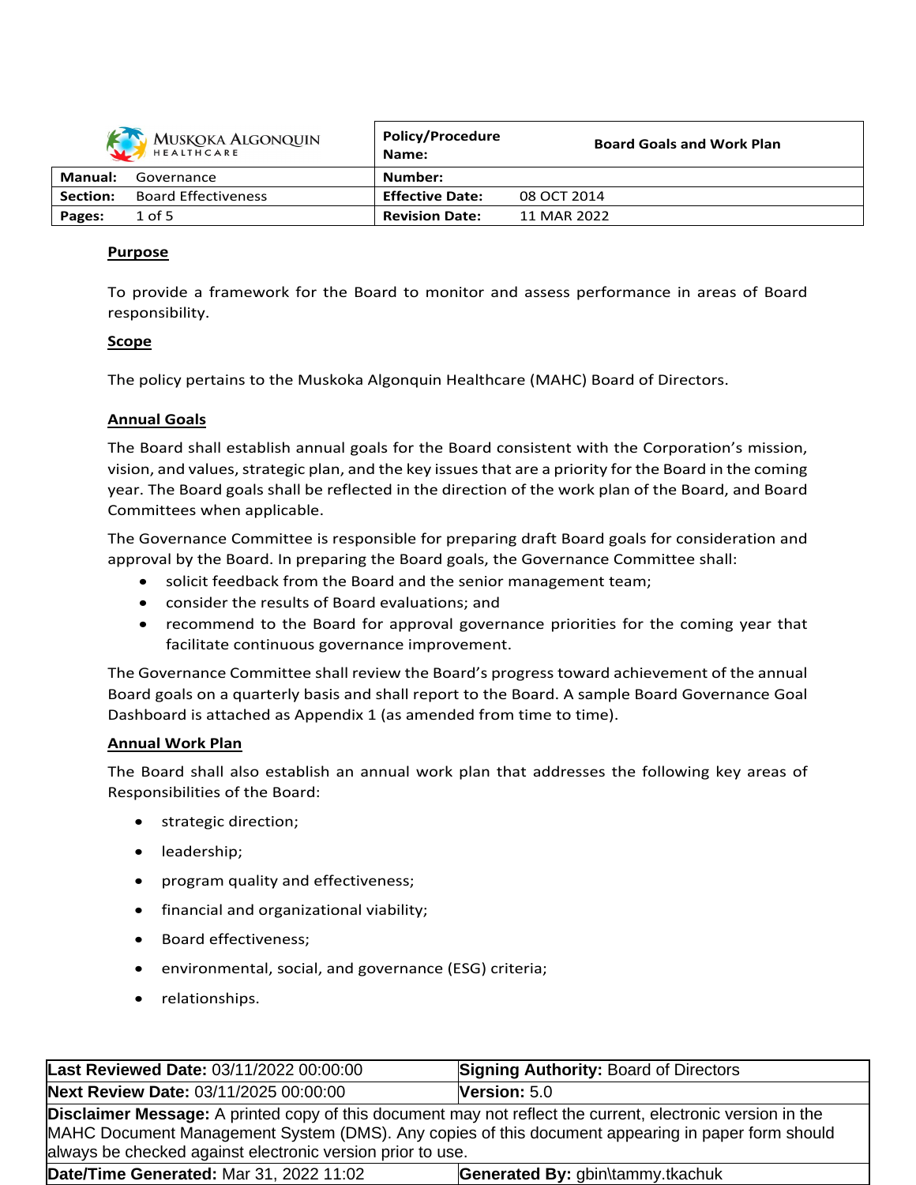| MUSKOKA ALGONQUIN HEALTHCARE | Policy/Procedure Name: | Board Goals and Work Plan |
|---|---|---|
| **Manual:** Governance | **Number:** | |
| **Section:** Board Effectiveness | **Effective Date:** | 08 OCT 2014 |
| **Pages:** 1 of 5 | **Revision Date:** | 11 MAR 2022 |

## Purpose

To provide a framework for the Board to monitor and assess performance in areas of Board responsibility.

## Scope

The policy pertains to the Muskoka Algonquin Healthcare (MAHC) Board of Directors.

## Annual Goals

The Board shall establish annual goals for the Board consistent with the Corporation's mission, vision, and values, strategic plan, and the key issues that are a priority for the Board in the coming year. The Board goals shall be reflected in the direction of the work plan of the Board, and Board Committees when applicable.

The Governance Committee is responsible for preparing draft Board goals for consideration and approval by the Board. In preparing the Board goals, the Governance Committee shall:

- solicit feedback from the Board and the senior management team;
- consider the results of Board evaluations; and
- recommend to the Board for approval governance priorities for the coming year that facilitate continuous governance improvement.

The Governance Committee shall review the Board's progress toward achievement of the annual Board goals on a quarterly basis and shall report to the Board. A sample Board Governance Goal Dashboard is attached as Appendix 1 (as amended from time to time).

## Annual Work Plan

The Board shall also establish an annual work plan that addresses the following key areas of Responsibilities of the Board:

- strategic direction;
- leadership;
- program quality and effectiveness;
- financial and organizational viability;
- Board effectiveness;
- environmental, social, and governance (ESG) criteria;
- relationships.

| **Last Reviewed Date:** 03/11/2022 00:00:00 | **Signing Authority:** Board of Directors |
|---|---|
| **Next Review Date:** 03/11/2025 00:00:00 | **Version:** 5.0 |
| **Disclaimer Message:** A printed copy of this document may not reflect the current, electronic version in the MAHC Document Management System (DMS). Any copies of this document appearing in paper form should always be checked against electronic version prior to use. | |
| **Date/Time Generated:** Mar 31, 2022 11:02 | **Generated By:** gbin\tammy.tkachuk |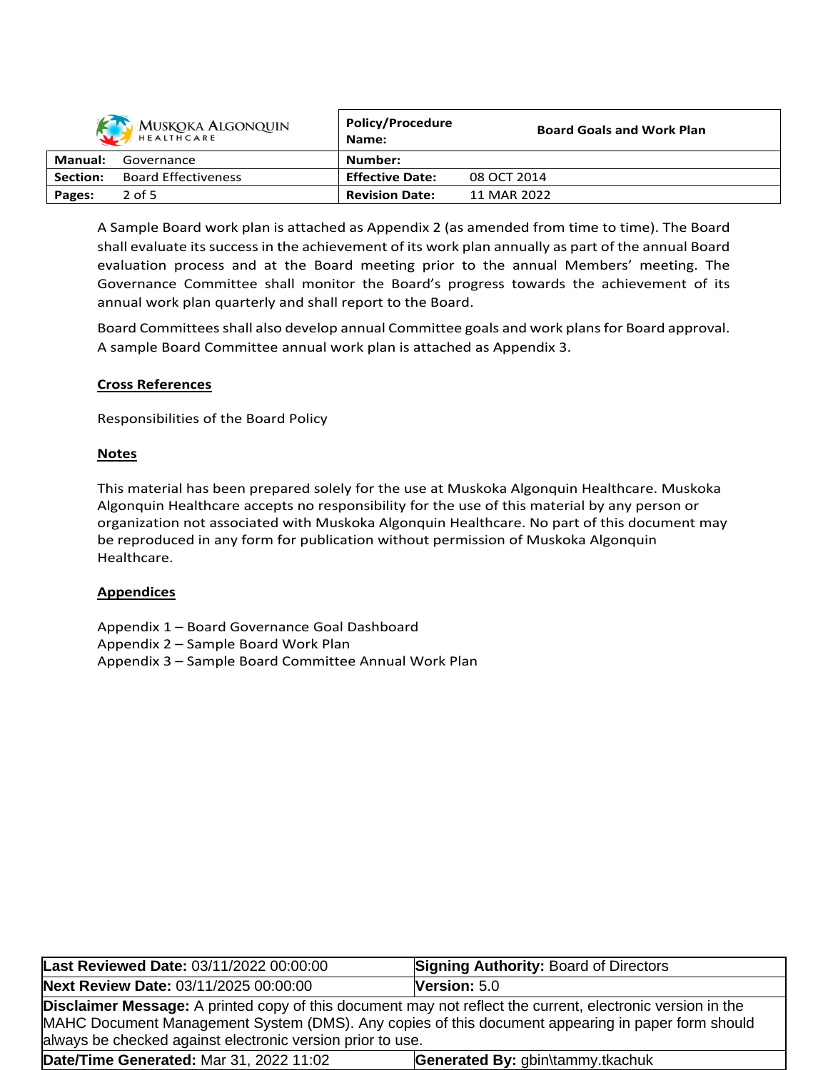A Sample Board work plan is attached as Appendix 2 (as amended from time to time). The Board shall evaluate its success in the achievement of its work plan annually as part of the annual Board evaluation process and at the Board meeting prior to the annual Members' meeting. The Governance Committee shall monitor the Board's progress towards the achievement of its annual work plan quarterly and shall report to the Board.

Board Committees shall also develop annual Committee goals and work plans for Board approval. A sample Board Committee annual work plan is attached as Appendix 3.

**Cross References**

Responsibilities of the Board Policy

**Notes**

This material has been prepared solely for the use at Muskoka Algonquin Healthcare. Muskoka Algonquin Healthcare accepts no responsibility for the use of this material by any person or organization not associated with Muskoka Algonquin Healthcare. No part of this document may be reproduced in any form for publication without permission of Muskoka Algonquin Healthcare.

**Appendices**

Appendix 1 – Board Governance Goal Dashboard
Appendix 2 – Sample Board Work Plan
Appendix 3 – Sample Board Committee Annual Work Plan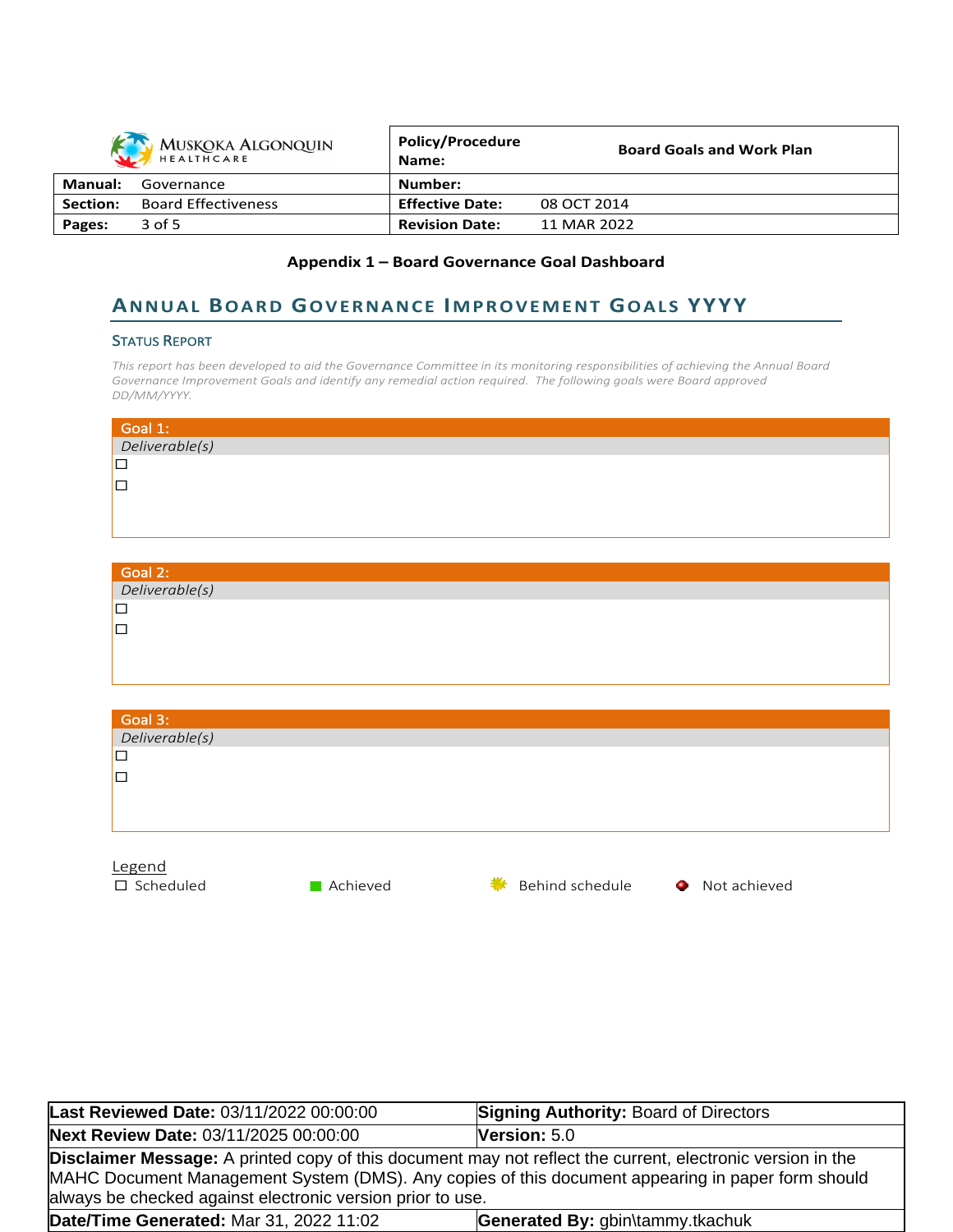| Muskoka Algonquin Healthcare | | Policy/Procedure Name: | Board Goals and Work Plan |
|---|---|---|---|
| **Manual:** | Governance | **Number:** | |
| **Section:** | Board Effectiveness | **Effective Date:** | 08 OCT 2014 |
| **Pages:** | 3 of 5 | **Revision Date:** | 11 MAR 2022 |

**Appendix 1 – Board Governance Goal Dashboard**

## Annual Board Governance Improvement Goals YYYY

### Status Report

*This report has been developed to aid the Governance Committee in its monitoring responsibilities of achieving the Annual Board Governance Improvement Goals and identify any remedial action required. The following goals were Board approved DD/MM/YYYY.*

**Goal 1:**

*Deliverable(s)*

- ☐
- ☐

**Goal 2:**

*Deliverable(s)*

- ☐
- ☐

**Goal 3:**

*Deliverable(s)*

- ☐
- ☐

Legend

☐ Scheduled ■ Achieved ✹ Behind schedule ● Not achieved

| **Last Reviewed Date:** 03/11/2022 00:00:00 | **Signing Authority:** Board of Directors |
|---|---|
| **Next Review Date:** 03/11/2025 00:00:00 | **Version:** 5.0 |
| **Disclaimer Message:** A printed copy of this document may not reflect the current, electronic version in the MAHC Document Management System (DMS). Any copies of this document appearing in paper form should always be checked against electronic version prior to use. | |
| **Date/Time Generated:** Mar 31, 2022 11:02 | **Generated By:** gbin\tammy.tkachuk |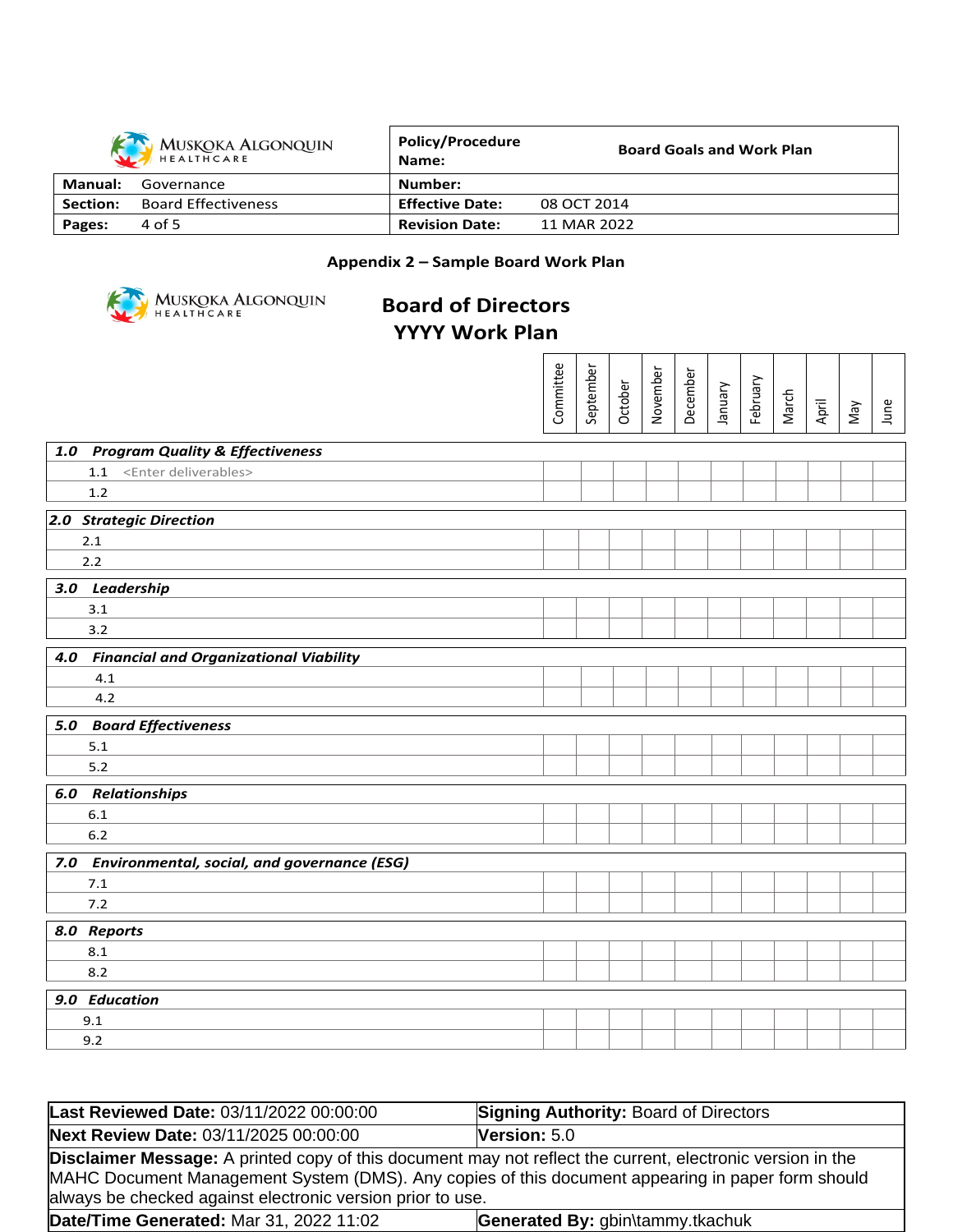| MUSKOKA ALGONQUIN HEALTHCARE | Policy/Procedure Name: Board Goals and Work Plan |
|---|---|
| **Manual:** Governance | **Number:** |
| **Section:** Board Effectiveness | **Effective Date:** 08 OCT 2014 |
| **Pages:** 4 of 5 | **Revision Date:** 11 MAR 2022 |

### Appendix 2 – Sample Board Work Plan

MUSKOKA ALGONQUIN HEALTHCARE

## Board of Directors
## YYYY Work Plan

| | Committee | September | October | November | December | January | February | March | April | May | June |
|---|---|---|---|---|---|---|---|---|---|---|---|
| ***1.0 Program Quality & Effectiveness*** | | | | | | | | | | | |
| 1.1 <Enter deliverables> | | | | | | | | | | | |
| 1.2 | | | | | | | | | | | |
| ***2.0 Strategic Direction*** | | | | | | | | | | | |
| 2.1 | | | | | | | | | | | |
| 2.2 | | | | | | | | | | | |
| ***3.0 Leadership*** | | | | | | | | | | | |
| 3.1 | | | | | | | | | | | |
| 3.2 | | | | | | | | | | | |
| ***4.0 Financial and Organizational Viability*** | | | | | | | | | | | |
| 4.1 | | | | | | | | | | | |
| 4.2 | | | | | | | | | | | |
| ***5.0 Board Effectiveness*** | | | | | | | | | | | |
| 5.1 | | | | | | | | | | | |
| 5.2 | | | | | | | | | | | |
| ***6.0 Relationships*** | | | | | | | | | | | |
| 6.1 | | | | | | | | | | | |
| 6.2 | | | | | | | | | | | |
| ***7.0 Environmental, social, and governance (ESG)*** | | | | | | | | | | | |
| 7.1 | | | | | | | | | | | |
| 7.2 | | | | | | | | | | | |
| ***8.0 Reports*** | | | | | | | | | | | |
| 8.1 | | | | | | | | | | | |
| 8.2 | | | | | | | | | | | |
| ***9.0 Education*** | | | | | | | | | | | |
| 9.1 | | | | | | | | | | | |
| 9.2 | | | | | | | | | | | |

| **Last Reviewed Date:** 03/11/2022 00:00:00 | **Signing Authority:** Board of Directors |
|---|---|
| **Next Review Date:** 03/11/2025 00:00:00 | **Version:** 5.0 |
| **Disclaimer Message:** A printed copy of this document may not reflect the current, electronic version in the MAHC Document Management System (DMS). Any copies of this document appearing in paper form should always be checked against electronic version prior to use. | |
| **Date/Time Generated:** Mar 31, 2022 11:02 | **Generated By:** gbin\tammy.tkachuk |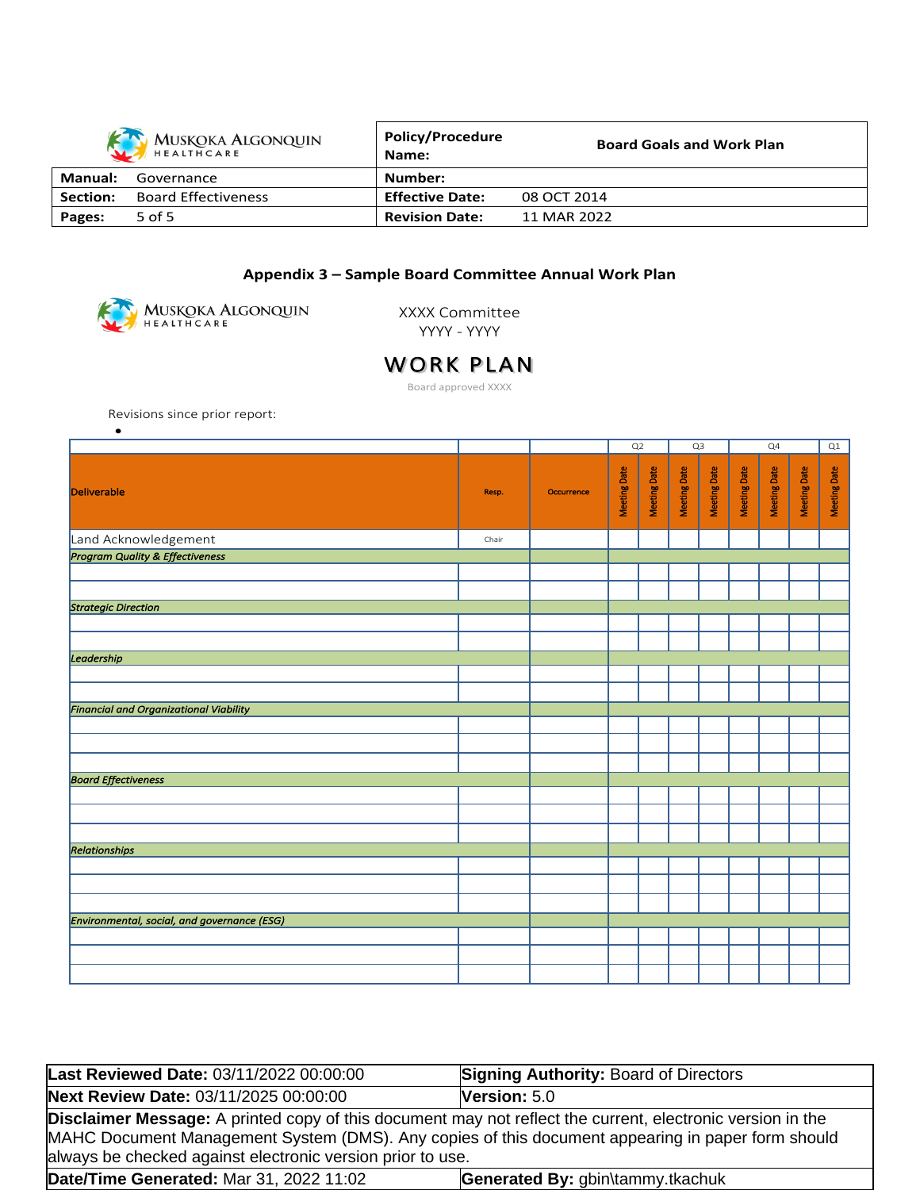| MUSKOKA ALGONQUIN HEALTHCARE | | Policy/Procedure Name: | Board Goals and Work Plan |
|---|---|---|---|
| **Manual:** | Governance | **Number:** | |
| **Section:** | Board Effectiveness | **Effective Date:** | 08 OCT 2014 |
| **Pages:** | 5 of 5 | **Revision Date:** | 11 MAR 2022 |

## Appendix 3 – Sample Board Committee Annual Work Plan

MUSKOKA ALGONQUIN HEALTHCARE

XXXX Committee
YYYY - YYYY

# WORK PLAN

Board approved XXXX

Revisions since prior report:

- 

| | | | Q2 | | Q3 | | Q4 | | | Q1 |
|---|---|---|---|---|---|---|---|---|---|---|
| **Deliverable** | **Resp.** | **Occurrence** | Meeting Date | Meeting Date | Meeting Date | Meeting Date | Meeting Date | Meeting Date | Meeting Date | Meeting Date |
| Land Acknowledgement | Chair | | | | | | | | | |
| ***Program Quality & Effectiveness*** | | | | | | | | | | |
| | | | | | | | | | | |
| | | | | | | | | | | |
| ***Strategic Direction*** | | | | | | | | | | |
| | | | | | | | | | | |
| | | | | | | | | | | |
| ***Leadership*** | | | | | | | | | | |
| | | | | | | | | | | |
| | | | | | | | | | | |
| ***Financial and Organizational Viability*** | | | | | | | | | | |
| | | | | | | | | | | |
| | | | | | | | | | | |
| | | | | | | | | | | |
| ***Board Effectiveness*** | | | | | | | | | | |
| | | | | | | | | | | |
| | | | | | | | | | | |
| | | | | | | | | | | |
| ***Relationships*** | | | | | | | | | | |
| | | | | | | | | | | |
| | | | | | | | | | | |
| | | | | | | | | | | |
| ***Environmental, social, and governance (ESG)*** | | | | | | | | | | |
| | | | | | | | | | | |
| | | | | | | | | | | |
| | | | | | | | | | | |

| | |
|---|---|
| **Last Reviewed Date:** 03/11/2022 00:00:00 | **Signing Authority:** Board of Directors |
| **Next Review Date:** 03/11/2025 00:00:00 | **Version:** 5.0 |
| **Disclaimer Message:** A printed copy of this document may not reflect the current, electronic version in the MAHC Document Management System (DMS). Any copies of this document appearing in paper form should always be checked against electronic version prior to use. | |
| **Date/Time Generated:** Mar 31, 2022 11:02 | **Generated By:** gbin\tammy.tkachuk |